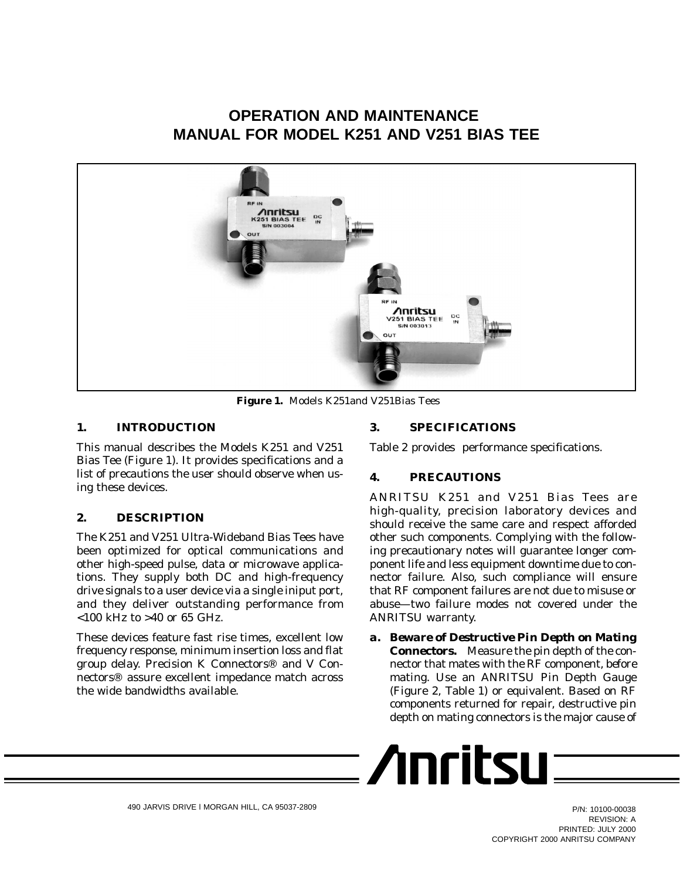# OPERATION AND MAINTENANCE MANUAL FOR MODEL K251 AND V251 BIAS TEE

**Figure 1.** Models K251and V251Bias Tees

## 1. INTRODUCTION

This manual describes the Models K251 and V251 Bias Tee (Figure 1). It provides specifications and a list of precautions the user should observe when using these devices.

## 2. DESCRIPTION

The K251 and V251 Ultra-Wideband Bias Tees have been optimized for optical communications and other high-speed pulse, data or microwave applications. They supply both DC and high-frequency drive signals to a user device via a single iniput port, and they deliver outstanding performance from <100 kHz to >40 or 65 GHz.

These devices feature fast rise times, excellent low frequency response, minimum insertion loss and flat group delay. Precision K Connectors® and V Connectors® assure excellent impedance match across the wide bandwidths available.

## 3. SPECIFICATIONS

Table 2 provides performance specifications.

## 4. PRECAUTIONS

ANRITSU K251 and V251 Bias Tees are high-quality, precision laboratory devices and should receive the same care and respect afforded other such components. Complying with the following precautionary notes will guarantee longer component life and less equipment downtime due to connector failure. Also, such compliance will ensure that RF component failures are not due to misuse or abuse—two failure modes not covered under the ANRITSU warranty.

**a. *Beware of Destructive Pin Depth on Mating Connectors.*** Measure the pin depth of the connector that mates with the RF component, before mating. Use an ANRITSU Pin Depth Gauge (Figure 2, Table 1) or equivalent. Based on RF components returned for repair, destructive pin depth on mating connectors is the major cause of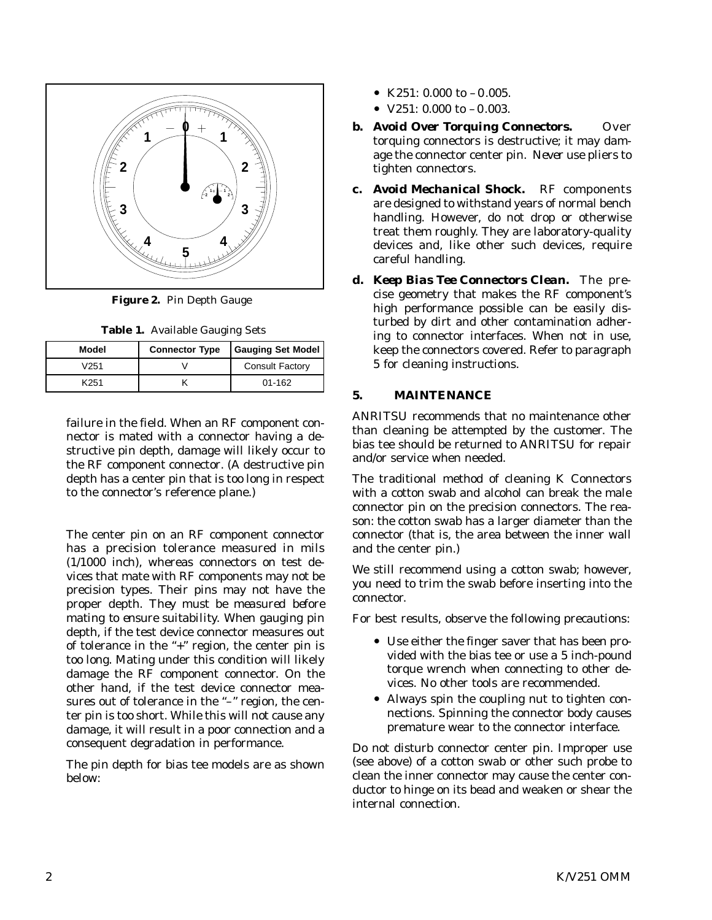**Figure 2.** Pin Depth Gauge

**Table 1.** Available Gauging Sets

| Model | Connector Type | Gauging Set Model |
|---|---|---|
| V251 | V | Consult Factory |
| K251 | K | 01-162 |

failure in the field. When an RF component connector is mated with a connector having a destructive pin depth, damage will likely occur to the RF component connector. (A destructive pin depth has a center pin that is too long in respect to the connector's reference plane.)

The center pin on an RF component connector has a precision tolerance measured in mils (1/1000 inch), whereas connectors on test devices that mate with RF components may not be precision types. Their pins may not have the proper depth. *They must be measured before mating to ensure suitability.* When gauging pin depth, if the test device connector measures out of tolerance in the "+" region, the center pin is too long. Mating under this condition will likely damage the RF component connector. On the other hand, if the test device connector measures out of tolerance in the "–" region, the center pin is too short. While this will not cause any damage, it will result in a poor connection and a consequent degradation in performance.

The pin depth for bias tee models are as shown below:

- K251: 0.000 to –0.005.
- V251: 0.000 to –0.003.

**b. Avoid Over Torquing Connectors.** Over torquing connectors is destructive; it may damage the connector center pin. *Never* use pliers to tighten connectors.

**c. Avoid Mechanical Shock.** RF components are designed to withstand years of normal bench handling. However, do not drop or otherwise treat them roughly. They are laboratory-quality devices and, like other such devices, require careful handling.

**d. Keep Bias Tee Connectors Clean.** The precise geometry that makes the RF component's high performance possible can be easily disturbed by dirt and other contamination adhering to connector interfaces. When not in use, keep the connectors covered. Refer to paragraph 5 for cleaning instructions.

## 5. MAINTENANCE

ANRITSU recommends that no maintenance other than cleaning be attempted by the customer. The bias tee should be returned to ANRITSU for repair and/or service when needed.

The traditional method of cleaning K Connectors with a cotton swab and alcohol can break the male connector pin on the precision connectors. The reason: the cotton swab has a larger diameter than the connector (that is, the area between the inner wall and the center pin.)

We still recommend using a cotton swab; however, you need to trim the swab before inserting into the connector.

For best results, observe the following precautions:

- Use either the finger saver that has been provided with the bias tee or use a 5 inch-pound torque wrench when connecting to other devices. No other tools are recommended.
- Always spin the coupling nut to tighten connections. Spinning the connector body causes premature wear to the connector interface.

Do not disturb connector center pin. Improper use (see above) of a cotton swab or other such probe to clean the inner connector may cause the center conductor to hinge on its bead and weaken or shear the internal connection.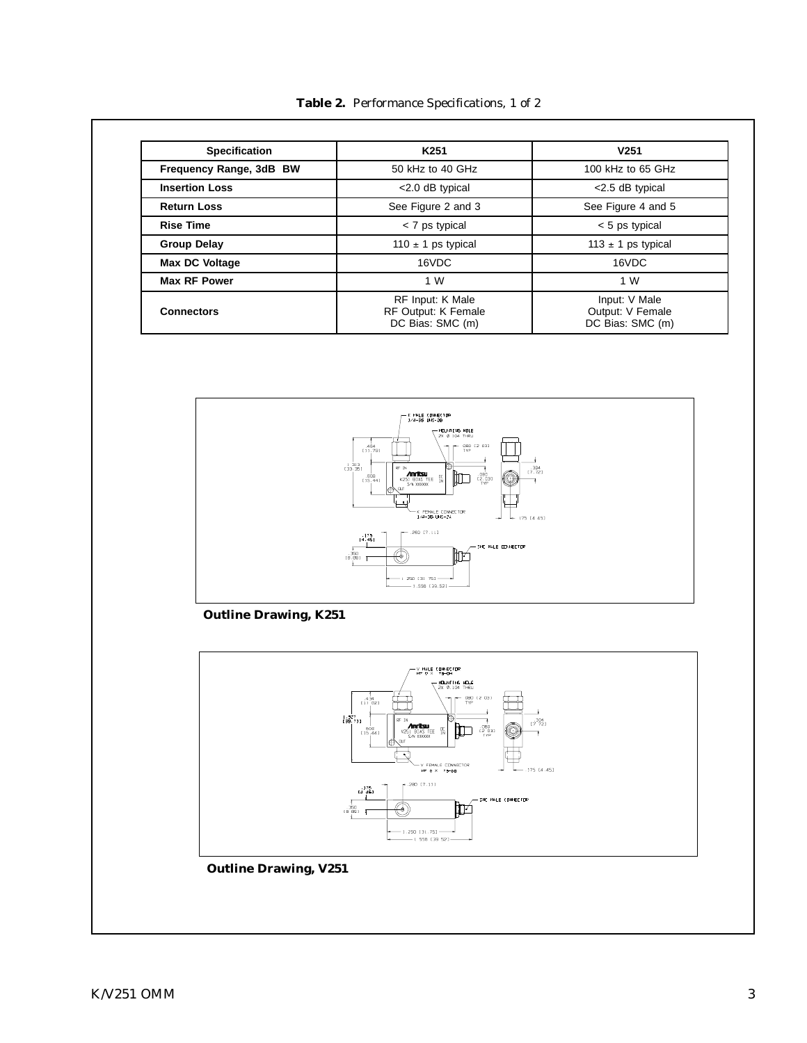**Table 2.** *Performance Specifications, 1 of 2*

| Specification | K251 | V251 |
|---|---|---|
| **Frequency Range, 3dB BW** | 50 kHz to 40 GHz | 100 kHz to 65 GHz |
| **Insertion Loss** | <2.0 dB typical | <2.5 dB typical |
| **Return Loss** | See Figure 2 and 3 | See Figure 4 and 5 |
| **Rise Time** | < 7 ps typical | < 5 ps typical |
| **Group Delay** | 110 ± 1 ps typical | 113 ± 1 ps typical |
| **Max DC Voltage** | 16VDC | 16VDC |
| **Max RF Power** | 1 W | 1 W |
| **Connectors** | RF Input: K Male<br>RF Output: K Female<br>DC Bias: SMC (m) | Input: V Male<br>Output: V Female<br>DC Bias: SMC (m) |

**Outline Drawing, K251**

**Outline Drawing, V251**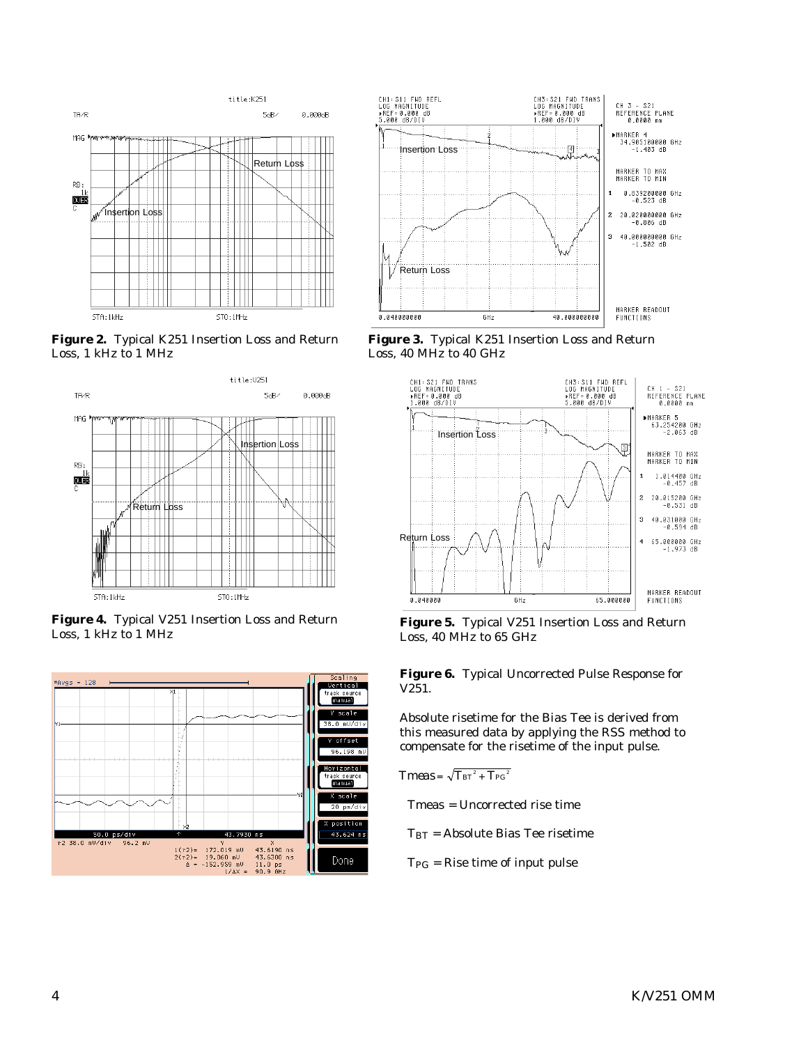title:K251

TA/R 5dB/ 0.000dB

MAG

Return Loss

RB: 1k OVER C

Insertion Loss

STA:1kHz STO:1MHz

**Figure 2.** Typical K251 Insertion Loss and Return Loss, 1 kHz to 1 MHz

CH1: S11 FWD REFL LOG MAGNITUDE REF= 0.000 dB 5.000 dB/DIV

CH3: S21 FWD TRANS LOG MAGNITUDE REF= 0.000 dB 1.000 dB/DIV

CH 3 - S21 REFERENCE PLANE 0.0000 mm

Insertion Loss

Return Loss

MARKER 4 34.905100000 GHz -1.403 dB

MARKER TO MAX MARKER TO MIN

1 0.839200000 GHz -0.523 dB

2 20.020000000 GHz -0.806 dB

3 40.000000000 GHz -1.582 dB

MARKER READOUT FUNCTIONS

0.040000000 GHz 40.000000000

**Figure 3.** Typical K251 Insertion Loss and Return Loss, 40 MHz to 40 GHz

title:V251

TA/R 5dB/ 0.000dB

MAG

Insertion Loss

RB: 1k OVER C

Return Loss

STA:1kHz STO:1MHz

**Figure 4.** Typical V251 Insertion Loss and Return Loss, 1 kHz to 1 MHz

CH1: S21 FWD TRANS LOG MAGNITUDE REF= 0.000 dB 1.000 dB/DIV

CH3: S11 FWD REFL LOG MAGNITUDE REF= 0.000 dB 5.000 dB/DIV

CH 1 - S21 REFERENCE PLANE 0.0000 mm

Insertion Loss

Return Loss

MARKER 5 63.254200 GHz -2.063 dB

MARKER TO MAX MARKER TO MIN

1 1.014400 GHz -0.457 dB

2 20.015200 GHz -0.531 dB

3 40.031000 GHz -0.594 dB

4 65.000000 GHz -1.973 dB

MARKER READOUT FUNCTIONS

0.040000 GHz 65.000000

**Figure 5.** Typical V251 Insertion Loss and Return Loss, 40 MHz to 65 GHz

#Avgs = 128

Scaling

Vertical track source manual

Y scale 38.0 mV/div

Y offset 96.198 mV

Horizontal track source manual

X scale 20 ps/div

X position 43.624 ns

Done

50.0 ps/div 43.7930 ns

Y2 38.0 mV/div 96.2 mV

Y X

1(Y2)= 172.019 mV 43.6190 ns

2(Y2)= 19.060 mV 43.6300 ns

Δ = -152.959 mV 11.0 ps

1/ΔX = 90.9 GHz

**Figure 6.** Typical Uncorrected Pulse Response for V251.

Absolute risetime for the Bias Tee is derived from this measured data by applying the RSS method to compensate for the risetime of the input pulse.

$$T_{meas} = \sqrt{T_{BT}^2 + T_{PG}^2}$$

$T_{meas}$ = Uncorrected rise time

$T_{BT}$ = Absolute Bias Tee risetime

$T_{PG}$ = Rise time of input pulse